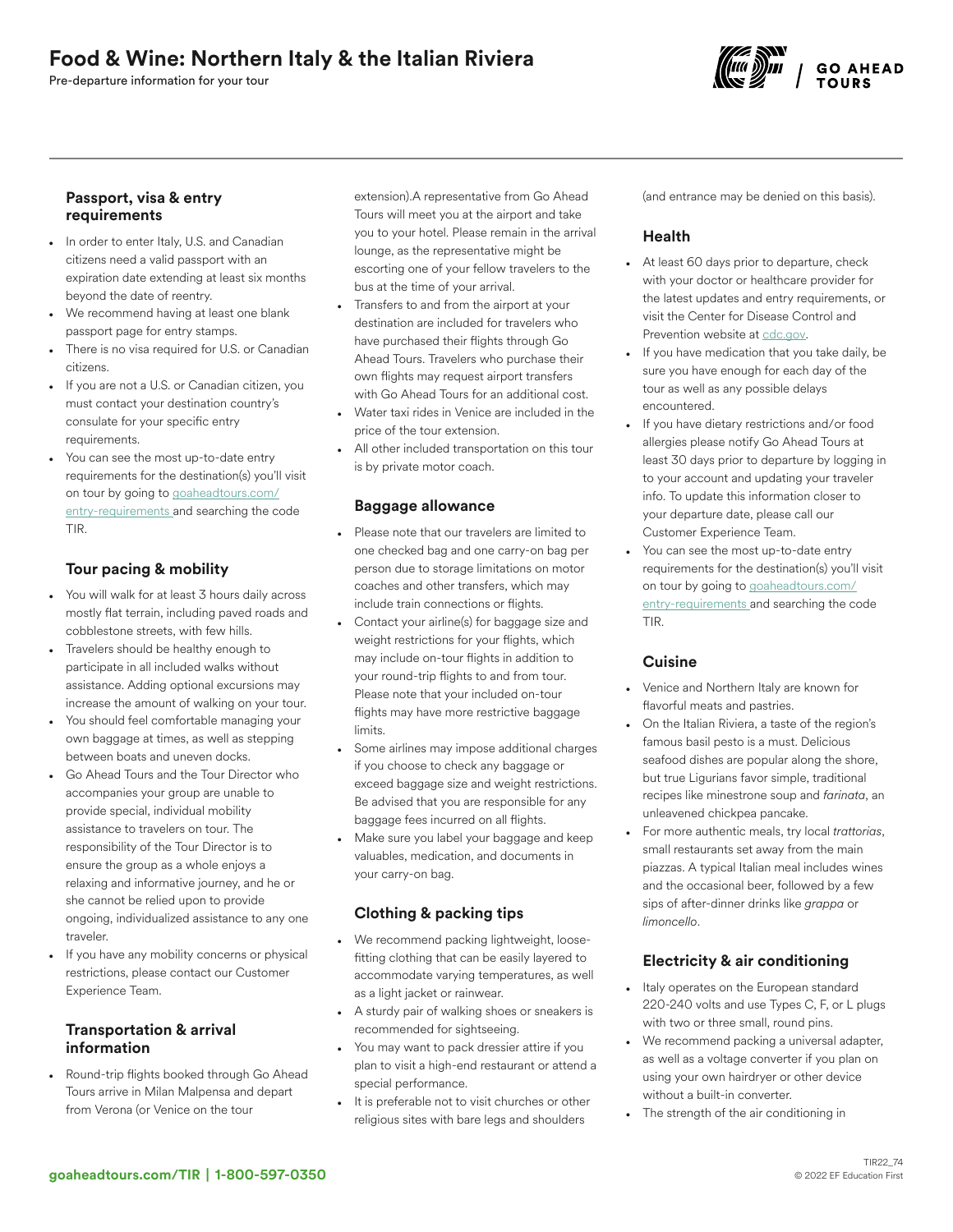# Food & Wine: Northern Italy & the Italian Riviera

Pre-departure information for your tour

### Passport, visa & entry requirements

- In order to enter Italy, U.S. and Canadian citizens need a valid passport with an expiration date extending at least six months beyond the date of reentry.
- We recommend having at least one blank passport page for entry stamps.
- There is no visa required for U.S. or Canadian citizens.
- If you are not a U.S. or Canadian citizen, you must contact your destination country's consulate for your specific entry requirements.
- You can see the most up-to-date entry requirements for the destination(s) you'll visit on tour by going to goaheadtours.com/entry-requirements and searching the code TIR.

### Tour pacing & mobility

- You will walk for at least 3 hours daily across mostly flat terrain, including paved roads and cobblestone streets, with few hills.
- Travelers should be healthy enough to participate in all included walks without assistance. Adding optional excursions may increase the amount of walking on your tour.
- You should feel comfortable managing your own baggage at times, as well as stepping between boats and uneven docks.
- Go Ahead Tours and the Tour Director who accompanies your group are unable to provide special, individual mobility assistance to travelers on tour. The responsibility of the Tour Director is to ensure the group as a whole enjoys a relaxing and informative journey, and he or she cannot be relied upon to provide ongoing, individualized assistance to any one traveler.
- If you have any mobility concerns or physical restrictions, please contact our Customer Experience Team.

### Transportation & arrival information

- Round-trip flights booked through Go Ahead Tours arrive in Milan Malpensa and depart from Verona (or Venice on the tour extension).A representative from Go Ahead Tours will meet you at the airport and take you to your hotel. Please remain in the arrival lounge, as the representative might be escorting one of your fellow travelers to the bus at the time of your arrival.
- Transfers to and from the airport at your destination are included for travelers who have purchased their flights through Go Ahead Tours. Travelers who purchase their own flights may request airport transfers with Go Ahead Tours for an additional cost.
- Water taxi rides in Venice are included in the price of the tour extension.
- All other included transportation on this tour is by private motor coach.

### Baggage allowance

- Please note that our travelers are limited to one checked bag and one carry-on bag per person due to storage limitations on motor coaches and other transfers, which may include train connections or flights.
- Contact your airline(s) for baggage size and weight restrictions for your flights, which may include on-tour flights in addition to your round-trip flights to and from tour. Please note that your included on-tour flights may have more restrictive baggage limits.
- Some airlines may impose additional charges if you choose to check any baggage or exceed baggage size and weight restrictions. Be advised that you are responsible for any baggage fees incurred on all flights.
- Make sure you label your baggage and keep valuables, medication, and documents in your carry-on bag.

### Clothing & packing tips

- We recommend packing lightweight, loose-fitting clothing that can be easily layered to accommodate varying temperatures, as well as a light jacket or rainwear.
- A sturdy pair of walking shoes or sneakers is recommended for sightseeing.
- You may want to pack dressier attire if you plan to visit a high-end restaurant or attend a special performance.
- It is preferable not to visit churches or other religious sites with bare legs and shoulders (and entrance may be denied on this basis).

### Health

- At least 60 days prior to departure, check with your doctor or healthcare provider for the latest updates and entry requirements, or visit the Center for Disease Control and Prevention website at cdc.gov.
- If you have medication that you take daily, be sure you have enough for each day of the tour as well as any possible delays encountered.
- If you have dietary restrictions and/or food allergies please notify Go Ahead Tours at least 30 days prior to departure by logging in to your account and updating your traveler info. To update this information closer to your departure date, please call our Customer Experience Team.
- You can see the most up-to-date entry requirements for the destination(s) you'll visit on tour by going to goaheadtours.com/entry-requirements and searching the code TIR.

### Cuisine

- Venice and Northern Italy are known for flavorful meats and pastries.
- On the Italian Riviera, a taste of the region's famous basil pesto is a must. Delicious seafood dishes are popular along the shore, but true Ligurians favor simple, traditional recipes like minestrone soup and *farinata*, an unleavened chickpea pancake.
- For more authentic meals, try local *trattorias*, small restaurants set away from the main piazzas. A typical Italian meal includes wines and the occasional beer, followed by a few sips of after-dinner drinks like *grappa* or *limoncello*.

### Electricity & air conditioning

- Italy operates on the European standard 220-240 volts and use Types C, F, or L plugs with two or three small, round pins.
- We recommend packing a universal adapter, as well as a voltage converter if you plan on using your own hairdryer or other device without a built-in converter.
- The strength of the air conditioning in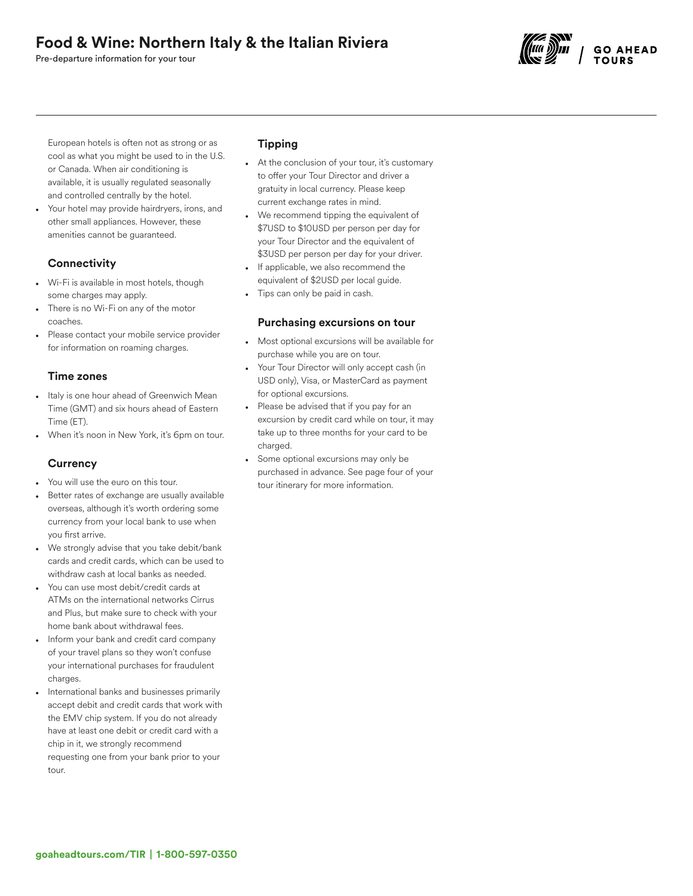European hotels is often not as strong or as cool as what you might be used to in the U.S. or Canada. When air conditioning is available, it is usually regulated seasonally and controlled centrally by the hotel.
- Your hotel may provide hairdryers, irons, and other small appliances. However, these amenities cannot be guaranteed.

### Connectivity

- Wi-Fi is available in most hotels, though some charges may apply.
- There is no Wi-Fi on any of the motor coaches.
- Please contact your mobile service provider for information on roaming charges.

### Time zones

- Italy is one hour ahead of Greenwich Mean Time (GMT) and six hours ahead of Eastern Time (ET).
- When it's noon in New York, it's 6pm on tour.

### Currency

- You will use the euro on this tour.
- Better rates of exchange are usually available overseas, although it's worth ordering some currency from your local bank to use when you first arrive.
- We strongly advise that you take debit/bank cards and credit cards, which can be used to withdraw cash at local banks as needed.
- You can use most debit/credit cards at ATMs on the international networks Cirrus and Plus, but make sure to check with your home bank about withdrawal fees.
- Inform your bank and credit card company of your travel plans so they won't confuse your international purchases for fraudulent charges.
- International banks and businesses primarily accept debit and credit cards that work with the EMV chip system. If you do not already have at least one debit or credit card with a chip in it, we strongly recommend requesting one from your bank prior to your tour.

### Tipping

- At the conclusion of your tour, it's customary to offer your Tour Director and driver a gratuity in local currency. Please keep current exchange rates in mind.
- We recommend tipping the equivalent of $7USD to $10USD per person per day for your Tour Director and the equivalent of $3USD per person per day for your driver.
- If applicable, we also recommend the equivalent of $2USD per local guide.
- Tips can only be paid in cash.

### Purchasing excursions on tour

- Most optional excursions will be available for purchase while you are on tour.
- Your Tour Director will only accept cash (in USD only), Visa, or MasterCard as payment for optional excursions.
- Please be advised that if you pay for an excursion by credit card while on tour, it may take up to three months for your card to be charged.
- Some optional excursions may only be purchased in advance. See page four of your tour itinerary for more information.